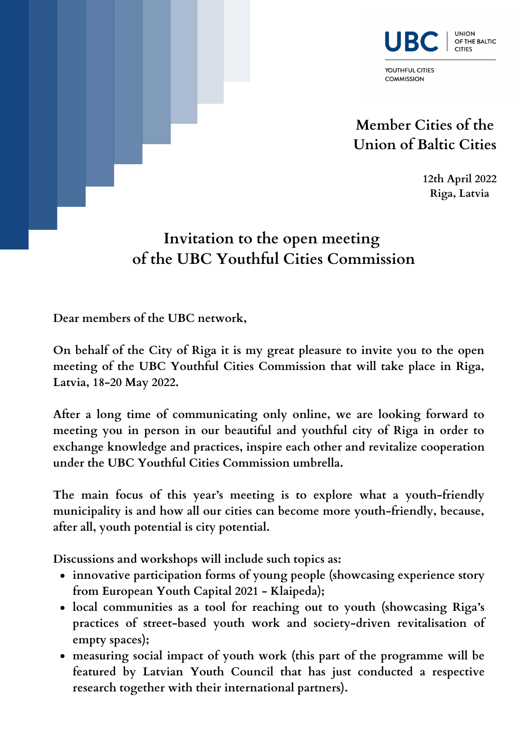UBC | UNION OF THE BALTIC CITIES

YOUTHFUL CITIES COMMISSION

**Member Cities of the Union of Baltic Cities**

**12th April 2022**
**Riga, Latvia**

# Invitation to the open meeting of the UBC Youthful Cities Commission

**Dear members of the UBC network,**

**On behalf of the City of Riga it is my great pleasure to invite you to the open meeting of the UBC Youthful Cities Commission that will take place in Riga, Latvia, 18-20 May 2022.**

**After a long time of communicating only online, we are looking forward to meeting you in person in our beautiful and youthful city of Riga in order to exchange knowledge and practices, inspire each other and revitalize cooperation under the UBC Youthful Cities Commission umbrella.**

**The main focus of this year's meeting is to explore what a youth-friendly municipality is and how all our cities can become more youth-friendly, because, after all, youth potential is city potential.**

**Discussions and workshops will include such topics as:**

- **innovative participation forms of young people (showcasing experience story from European Youth Capital 2021 - Klaipeda);**
- **local communities as a tool for reaching out to youth (showcasing Riga's practices of street-based youth work and society-driven revitalisation of empty spaces);**
- **measuring social impact of youth work (this part of the programme will be featured by Latvian Youth Council that has just conducted a respective research together with their international partners).**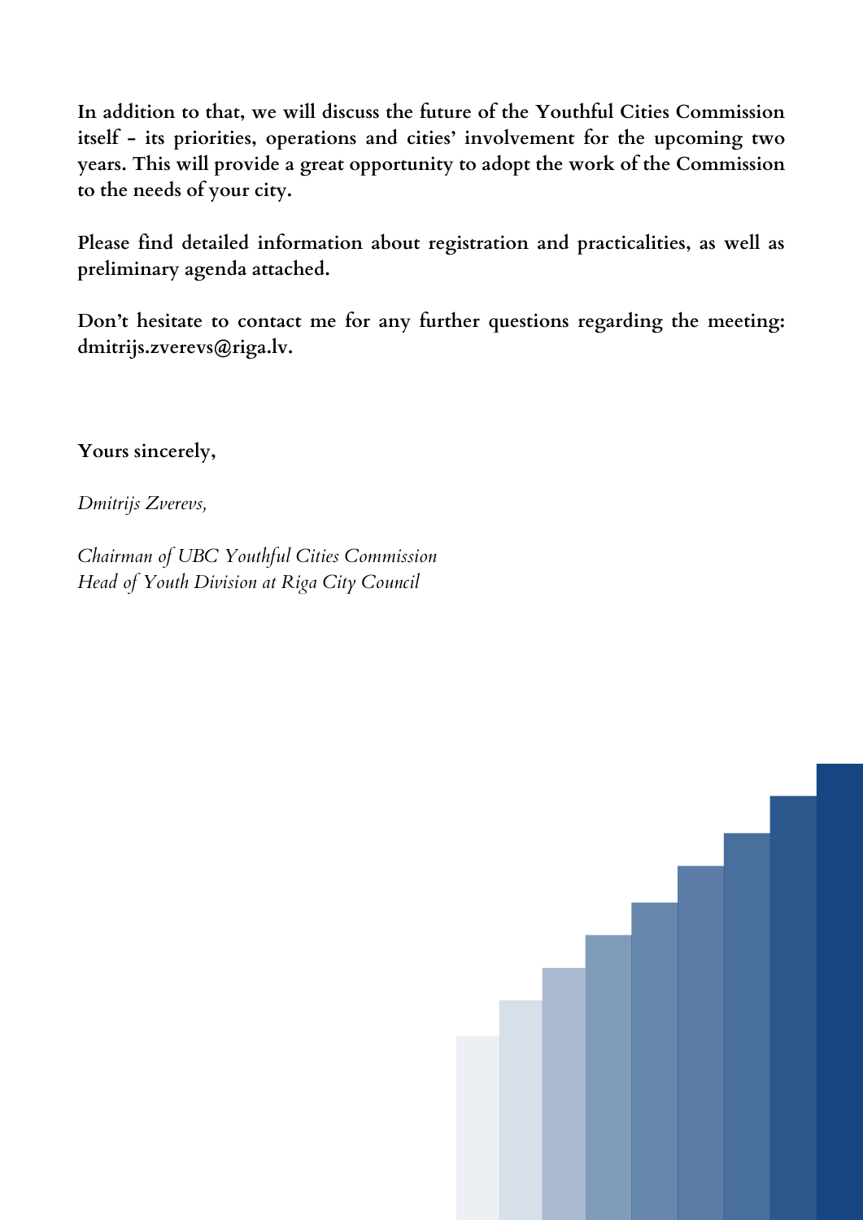**In addition to that, we will discuss the future of the Youthful Cities Commission itself – its priorities, operations and cities' involvement for the upcoming two years. This will provide a great opportunity to adopt the work of the Commission to the needs of your city.**

**Please find detailed information about registration and practicalities, as well as preliminary agenda attached.**

**Don't hesitate to contact me for any further questions regarding the meeting: dmitrijs.zverevs@riga.lv.**

**Yours sincerely,**

*Dmitrijs Zverevs,*

*Chairman of UBC Youthful Cities Commission*
*Head of Youth Division at Riga City Council*